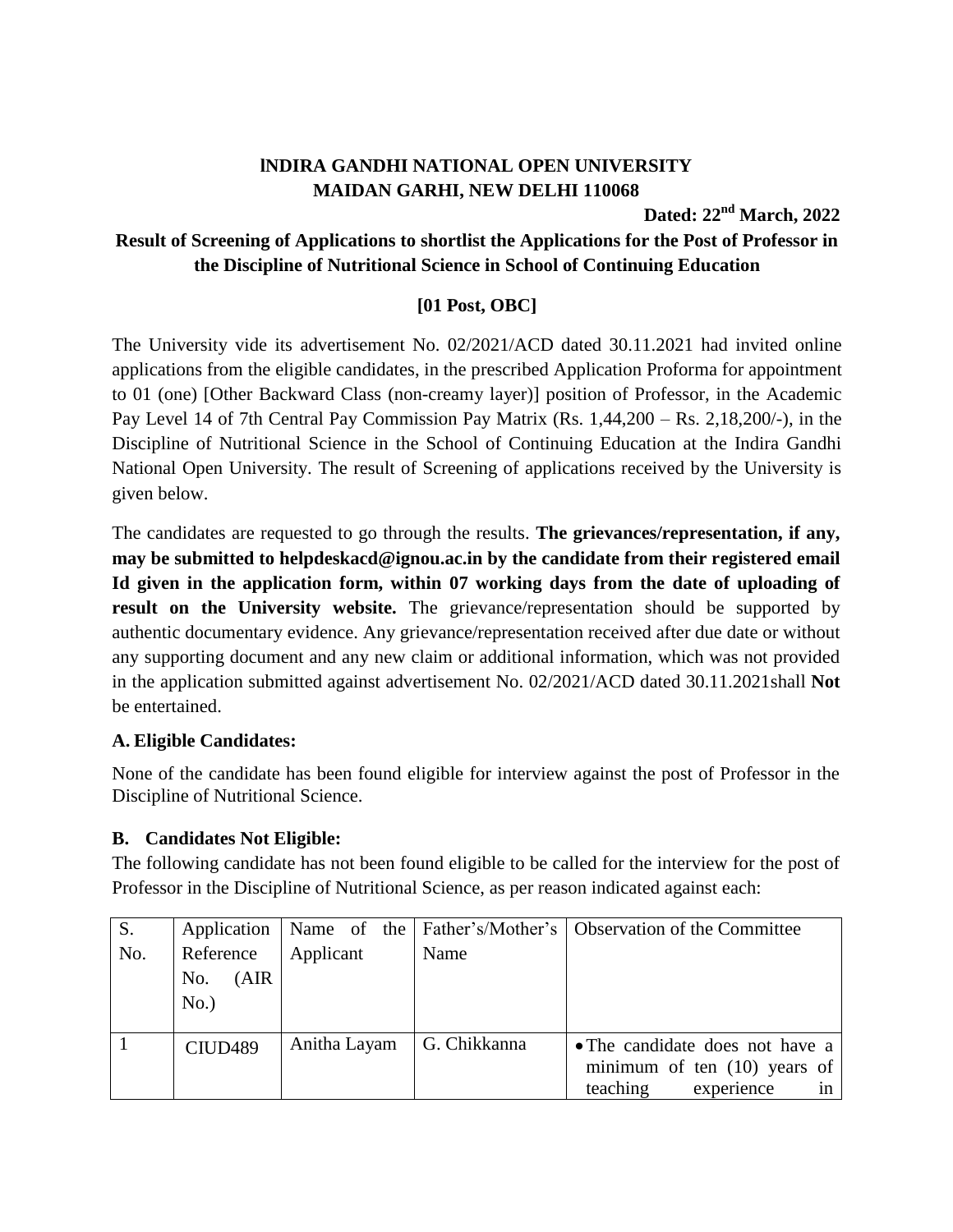**INDIRA GANDHI NATIONAL OPEN UNIVERSITY**
**MAIDAN GARHI, NEW DELHI 110068**

**Dated: 22nd March, 2022**

**Result of Screening of Applications to shortlist the Applications for the Post of Professor in the Discipline of Nutritional Science in School of Continuing Education**

**[01 Post, OBC]**

The University vide its advertisement No. 02/2021/ACD dated 30.11.2021 had invited online applications from the eligible candidates, in the prescribed Application Proforma for appointment to 01 (one) [Other Backward Class (non-creamy layer)] position of Professor, in the Academic Pay Level 14 of 7th Central Pay Commission Pay Matrix (Rs. 1,44,200 – Rs. 2,18,200/-), in the Discipline of Nutritional Science in the School of Continuing Education at the Indira Gandhi National Open University. The result of Screening of applications received by the University is given below.

The candidates are requested to go through the results. **The grievances/representation, if any, may be submitted to helpdeskacd@ignou.ac.in by the candidate from their registered email Id given in the application form, within 07 working days from the date of uploading of result on the University website.** The grievance/representation should be supported by authentic documentary evidence. Any grievance/representation received after due date or without any supporting document and any new claim or additional information, which was not provided in the application submitted against advertisement No. 02/2021/ACD dated 30.11.2021shall **Not** be entertained.

**A. Eligible Candidates:**

None of the candidate has been found eligible for interview against the post of Professor in the Discipline of Nutritional Science.

**B. Candidates Not Eligible:**

The following candidate has not been found eligible to be called for the interview for the post of Professor in the Discipline of Nutritional Science, as per reason indicated against each:

| S. No. | Application Reference No. (AIR No.) | Name of the Applicant | Father's/Mother's Name | Observation of the Committee |
|---|---|---|---|---|
| 1 | CIUD489 | Anitha Layam | G. Chikkanna | • The candidate does not have a minimum of ten (10) years of teaching experience in |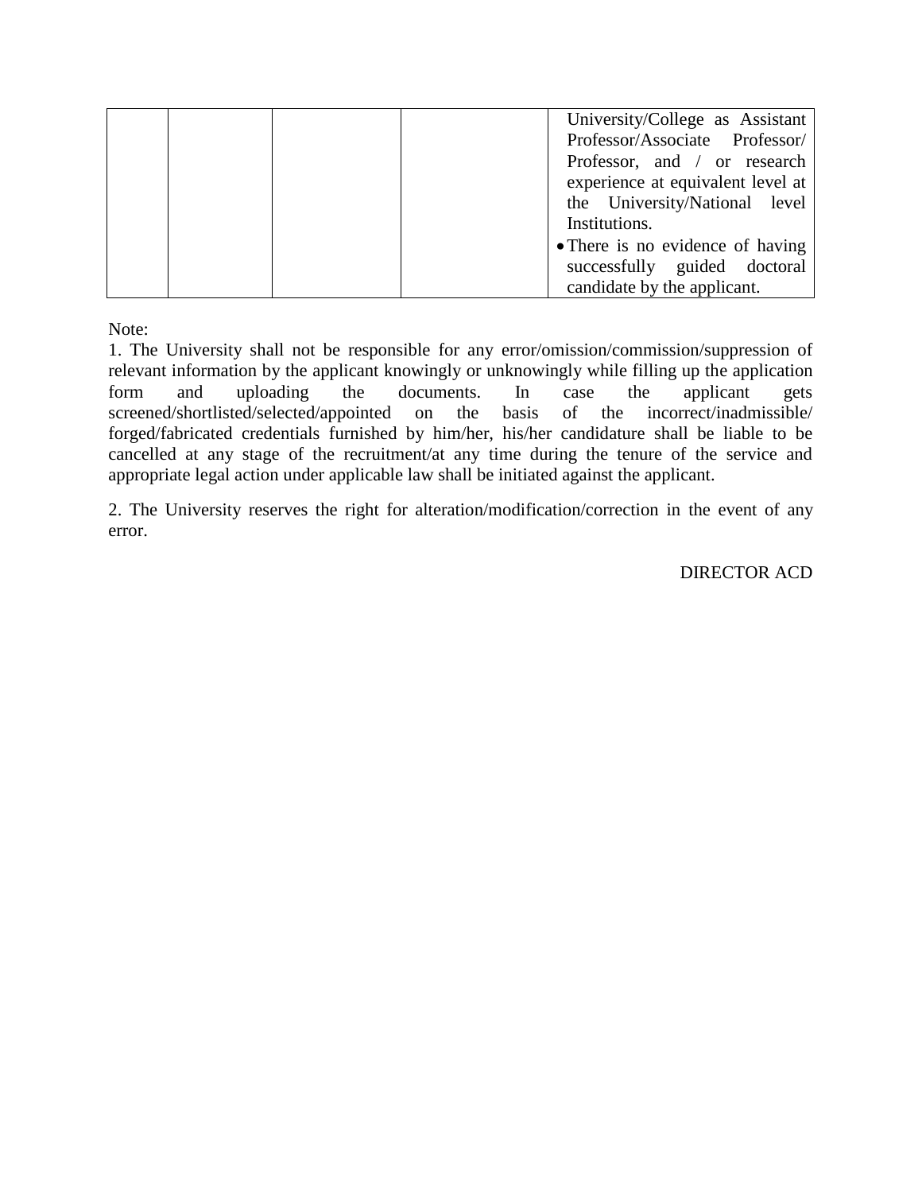| | | | | |
|---|---|---|---|---|
| | | | | University/College as Assistant Professor/Associate Professor/ Professor, and / or research experience at equivalent level at the University/National level Institutions.<br>• There is no evidence of having successfully guided doctoral candidate by the applicant. |

Note:

1. The University shall not be responsible for any error/omission/commission/suppression of relevant information by the applicant knowingly or unknowingly while filling up the application form and uploading the documents. In case the applicant gets screened/shortlisted/selected/appointed on the basis of the incorrect/inadmissible/ forged/fabricated credentials furnished by him/her, his/her candidature shall be liable to be cancelled at any stage of the recruitment/at any time during the tenure of the service and appropriate legal action under applicable law shall be initiated against the applicant.

2. The University reserves the right for alteration/modification/correction in the event of any error.

DIRECTOR ACD